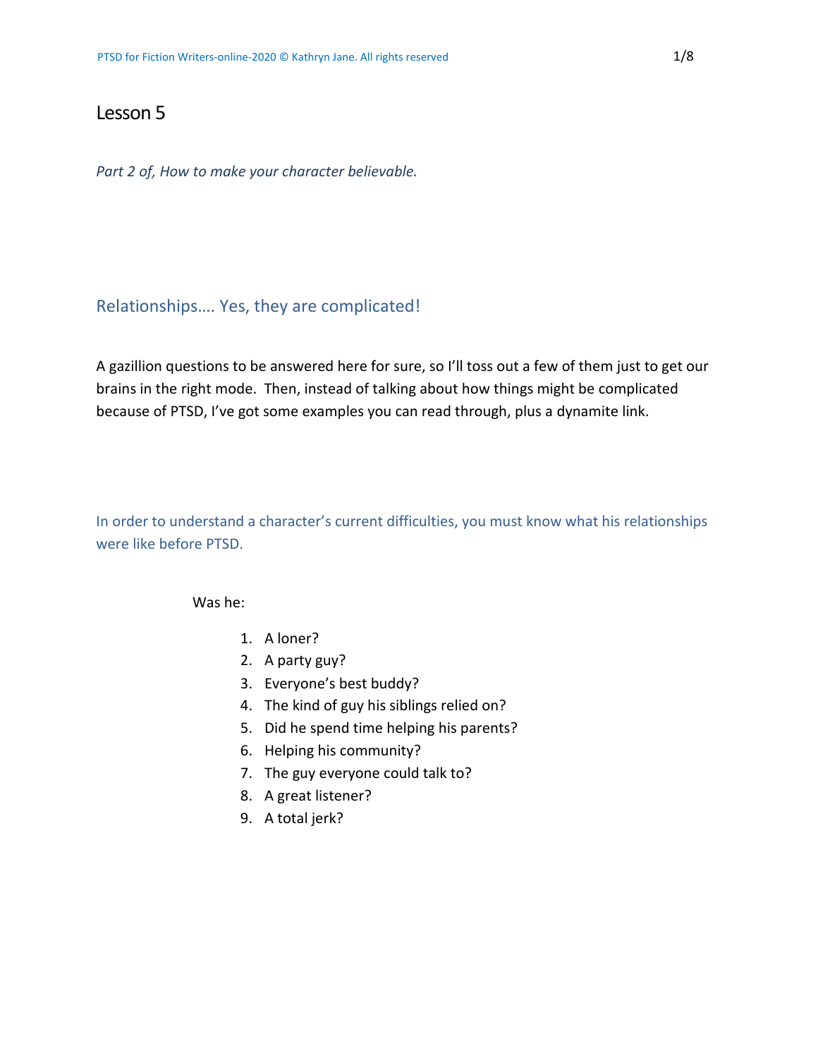# Lesson 5

*Part 2 of, How to make your character believable.*

## Relationships…. Yes, they are complicated!

A gazillion questions to be answered here for sure, so I'll toss out a few of them just to get our brains in the right mode. Then, instead of talking about how things might be complicated because of PTSD, I've got some examples you can read through, plus a dynamite link.

### In order to understand a character's current difficulties, you must know what his relationships were like before PTSD.

Was he:

1. A loner?
2. A party guy?
3. Everyone's best buddy?
4. The kind of guy his siblings relied on?
5. Did he spend time helping his parents?
6. Helping his community?
7. The guy everyone could talk to?
8. A great listener?
9. A total jerk?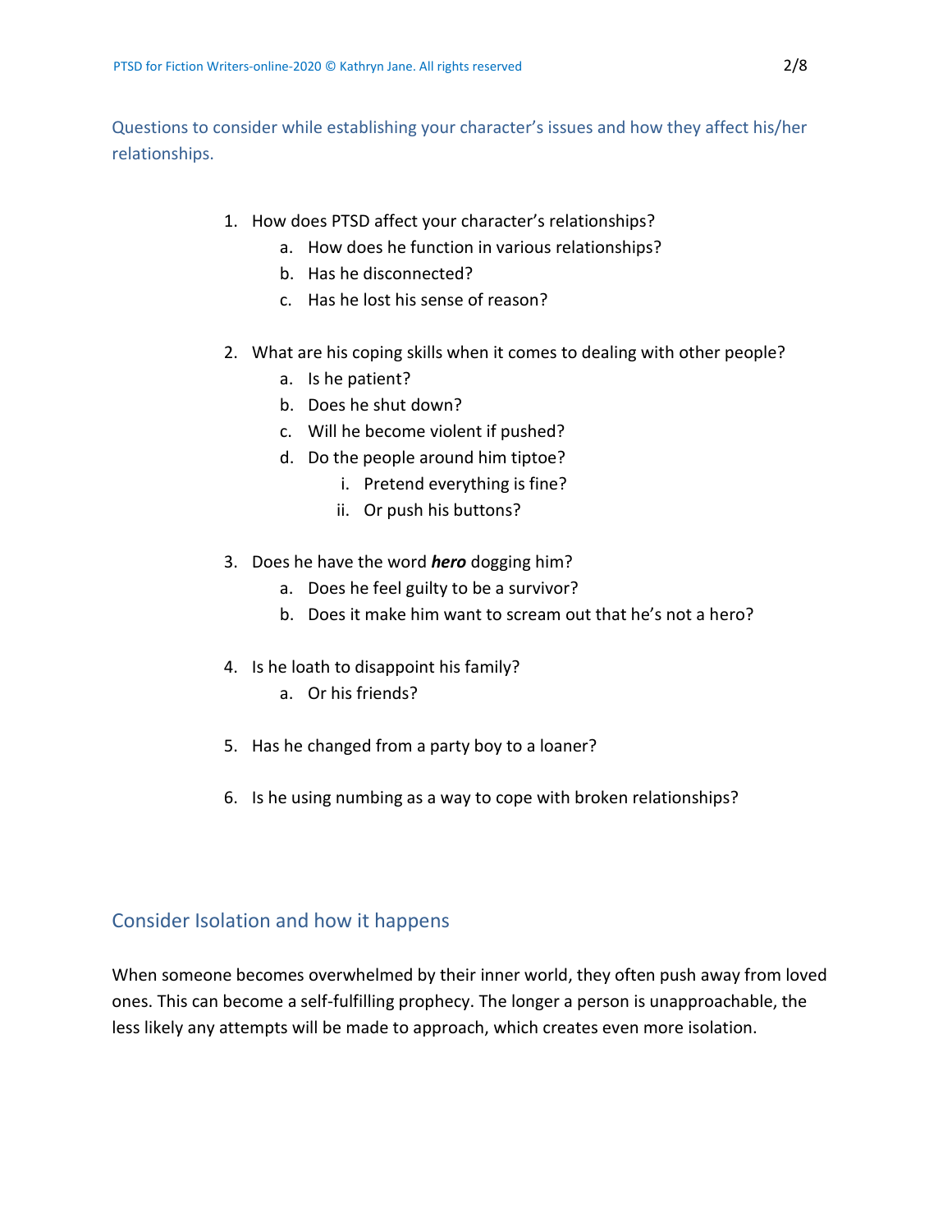Questions to consider while establishing your character's issues and how they affect his/her relationships.

1. How does PTSD affect your character's relationships?
   a. How does he function in various relationships?
   b. Has he disconnected?
   c. Has he lost his sense of reason?

2. What are his coping skills when it comes to dealing with other people?
   a. Is he patient?
   b. Does he shut down?
   c. Will he become violent if pushed?
   d. Do the people around him tiptoe?
      i. Pretend everything is fine?
      ii. Or push his buttons?

3. Does he have the word ***hero*** dogging him?
   a. Does he feel guilty to be a survivor?
   b. Does it make him want to scream out that he's not a hero?

4. Is he loath to disappoint his family?
   a. Or his friends?

5. Has he changed from a party boy to a loaner?

6. Is he using numbing as a way to cope with broken relationships?

## Consider Isolation and how it happens

When someone becomes overwhelmed by their inner world, they often push away from loved ones. This can become a self-fulfilling prophecy. The longer a person is unapproachable, the less likely any attempts will be made to approach, which creates even more isolation.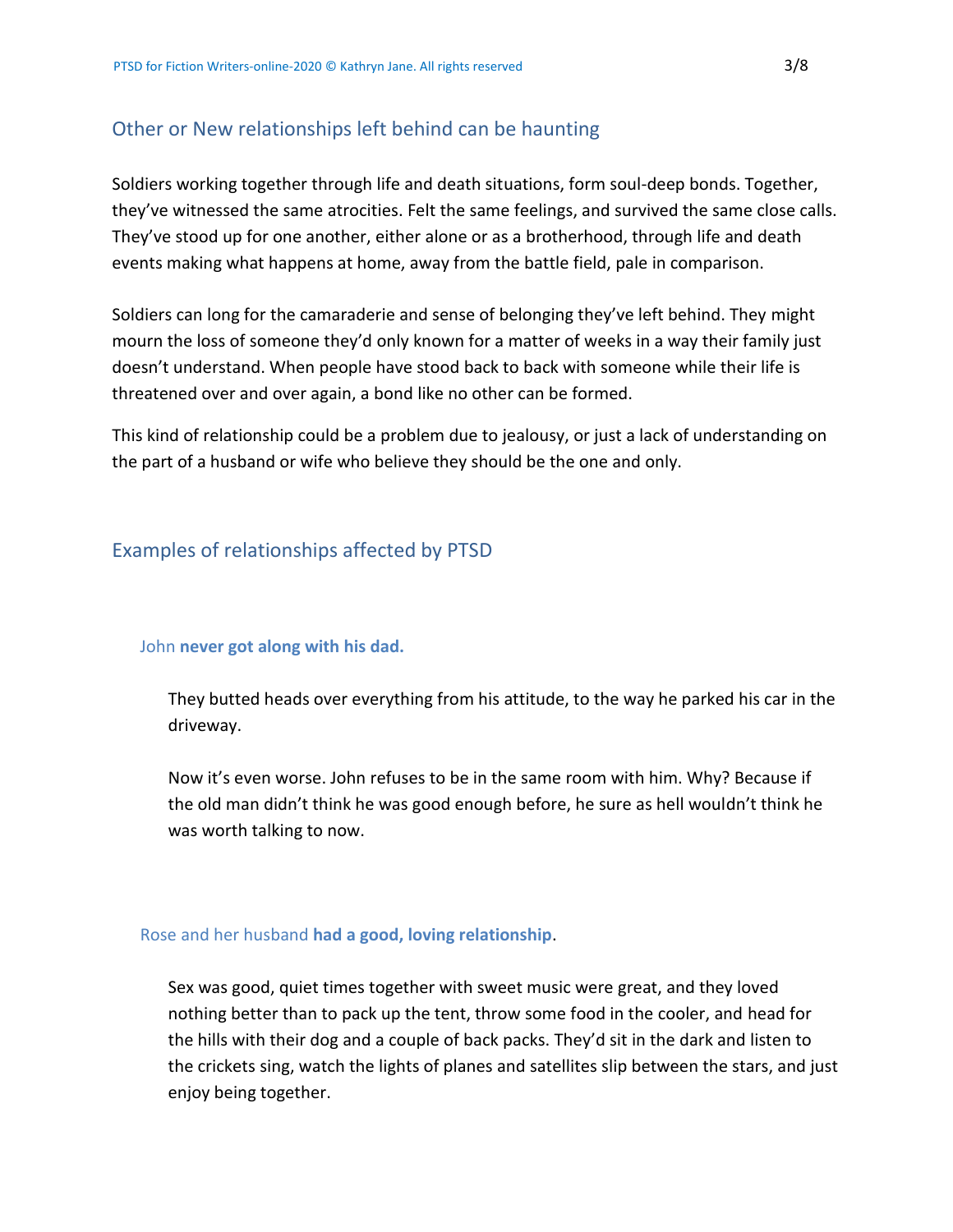## Other or New relationships left behind can be haunting

Soldiers working together through life and death situations, form soul-deep bonds. Together, they've witnessed the same atrocities. Felt the same feelings, and survived the same close calls. They've stood up for one another, either alone or as a brotherhood, through life and death events making what happens at home, away from the battle field, pale in comparison.

Soldiers can long for the camaraderie and sense of belonging they've left behind. They might mourn the loss of someone they'd only known for a matter of weeks in a way their family just doesn't understand. When people have stood back to back with someone while their life is threatened over and over again, a bond like no other can be formed.

This kind of relationship could be a problem due to jealousy, or just a lack of understanding on the part of a husband or wife who believe they should be the one and only.

## Examples of relationships affected by PTSD

### John **never got along with his dad.**

They butted heads over everything from his attitude, to the way he parked his car in the driveway.

Now it's even worse. John refuses to be in the same room with him. Why? Because if the old man didn't think he was good enough before, he sure as hell wouldn't think he was worth talking to now.

### Rose and her husband **had a good, loving relationship**.

Sex was good, quiet times together with sweet music were great, and they loved nothing better than to pack up the tent, throw some food in the cooler, and head for the hills with their dog and a couple of back packs. They'd sit in the dark and listen to the crickets sing, watch the lights of planes and satellites slip between the stars, and just enjoy being together.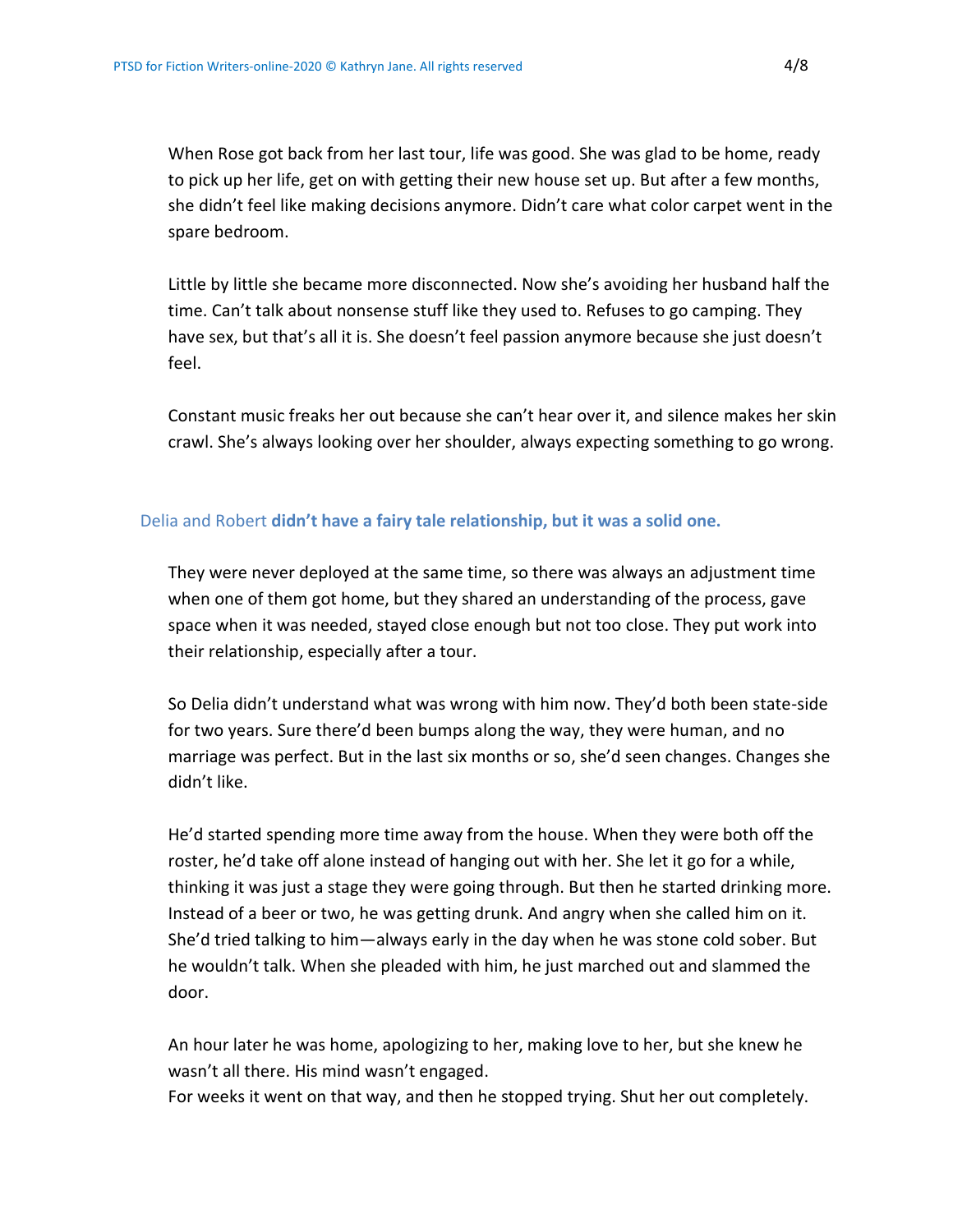When Rose got back from her last tour, life was good. She was glad to be home, ready to pick up her life, get on with getting their new house set up. But after a few months, she didn't feel like making decisions anymore. Didn't care what color carpet went in the spare bedroom.

Little by little she became more disconnected. Now she's avoiding her husband half the time. Can't talk about nonsense stuff like they used to. Refuses to go camping. They have sex, but that's all it is. She doesn't feel passion anymore because she just doesn't feel.

Constant music freaks her out because she can't hear over it, and silence makes her skin crawl. She's always looking over her shoulder, always expecting something to go wrong.

Delia and Robert **didn't have a fairy tale relationship, but it was a solid one.**

They were never deployed at the same time, so there was always an adjustment time when one of them got home, but they shared an understanding of the process, gave space when it was needed, stayed close enough but not too close. They put work into their relationship, especially after a tour.

So Delia didn't understand what was wrong with him now. They'd both been state-side for two years. Sure there'd been bumps along the way, they were human, and no marriage was perfect. But in the last six months or so, she'd seen changes. Changes she didn't like.

He'd started spending more time away from the house. When they were both off the roster, he'd take off alone instead of hanging out with her. She let it go for a while, thinking it was just a stage they were going through. But then he started drinking more. Instead of a beer or two, he was getting drunk. And angry when she called him on it. She'd tried talking to him—always early in the day when he was stone cold sober. But he wouldn't talk. When she pleaded with him, he just marched out and slammed the door.

An hour later he was home, apologizing to her, making love to her, but she knew he wasn't all there. His mind wasn't engaged.
For weeks it went on that way, and then he stopped trying. Shut her out completely.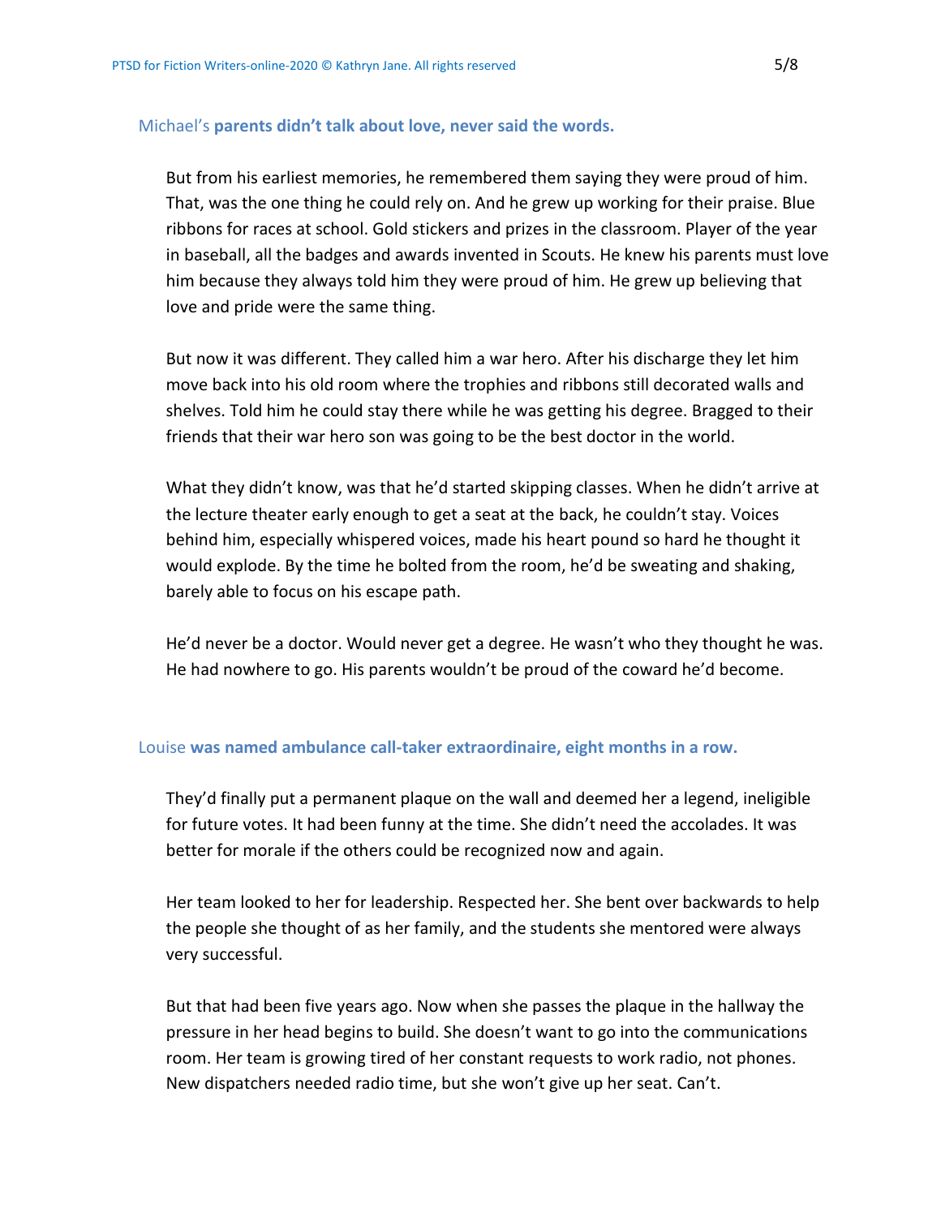Michael's **parents didn't talk about love, never said the words.**

But from his earliest memories, he remembered them saying they were proud of him. That, was the one thing he could rely on. And he grew up working for their praise. Blue ribbons for races at school. Gold stickers and prizes in the classroom. Player of the year in baseball, all the badges and awards invented in Scouts. He knew his parents must love him because they always told him they were proud of him. He grew up believing that love and pride were the same thing.

But now it was different. They called him a war hero. After his discharge they let him move back into his old room where the trophies and ribbons still decorated walls and shelves. Told him he could stay there while he was getting his degree. Bragged to their friends that their war hero son was going to be the best doctor in the world.

What they didn't know, was that he'd started skipping classes. When he didn't arrive at the lecture theater early enough to get a seat at the back, he couldn't stay. Voices behind him, especially whispered voices, made his heart pound so hard he thought it would explode. By the time he bolted from the room, he'd be sweating and shaking, barely able to focus on his escape path.

He'd never be a doctor. Would never get a degree. He wasn't who they thought he was. He had nowhere to go. His parents wouldn't be proud of the coward he'd become.

Louise **was named ambulance call-taker extraordinaire, eight months in a row.**

They'd finally put a permanent plaque on the wall and deemed her a legend, ineligible for future votes. It had been funny at the time. She didn't need the accolades. It was better for morale if the others could be recognized now and again.

Her team looked to her for leadership. Respected her. She bent over backwards to help the people she thought of as her family, and the students she mentored were always very successful.

But that had been five years ago. Now when she passes the plaque in the hallway the pressure in her head begins to build. She doesn't want to go into the communications room. Her team is growing tired of her constant requests to work radio, not phones. New dispatchers needed radio time, but she won't give up her seat. Can't.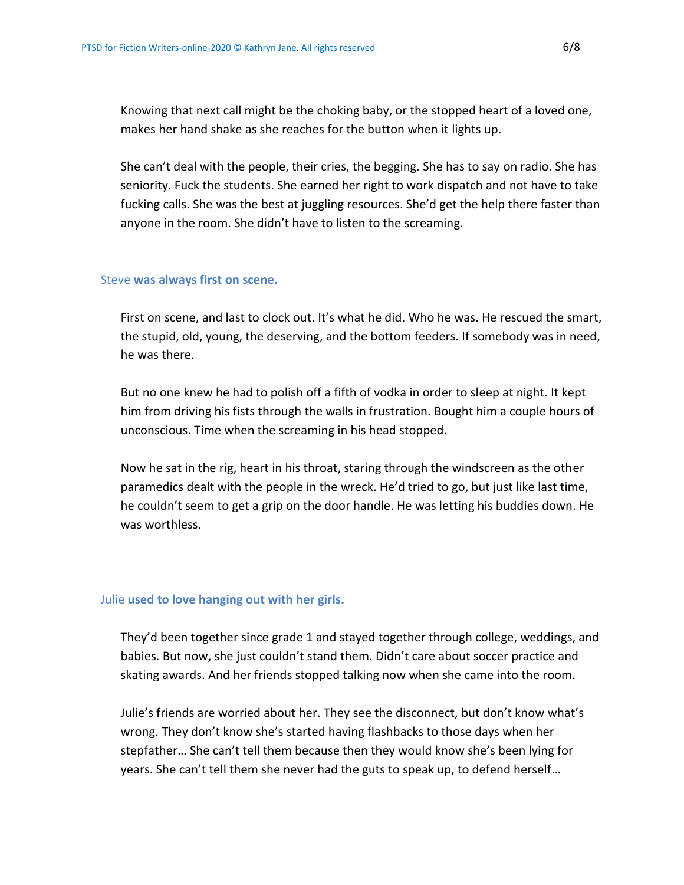Knowing that next call might be the choking baby, or the stopped heart of a loved one, makes her hand shake as she reaches for the button when it lights up.

She can't deal with the people, their cries, the begging. She has to say on radio. She has seniority. Fuck the students. She earned her right to work dispatch and not have to take fucking calls. She was the best at juggling resources. She'd get the help there faster than anyone in the room. She didn't have to listen to the screaming.

Steve **was always first on scene.**

First on scene, and last to clock out. It's what he did. Who he was. He rescued the smart, the stupid, old, young, the deserving, and the bottom feeders. If somebody was in need, he was there.

But no one knew he had to polish off a fifth of vodka in order to sleep at night. It kept him from driving his fists through the walls in frustration. Bought him a couple hours of unconscious. Time when the screaming in his head stopped.

Now he sat in the rig, heart in his throat, staring through the windscreen as the other paramedics dealt with the people in the wreck. He'd tried to go, but just like last time, he couldn't seem to get a grip on the door handle. He was letting his buddies down. He was worthless.

Julie **used to love hanging out with her girls.**

They'd been together since grade 1 and stayed together through college, weddings, and babies. But now, she just couldn't stand them. Didn't care about soccer practice and skating awards. And her friends stopped talking now when she came into the room.

Julie's friends are worried about her. They see the disconnect, but don't know what's wrong. They don't know she's started having flashbacks to those days when her stepfather… She can't tell them because then they would know she's been lying for years. She can't tell them she never had the guts to speak up, to defend herself…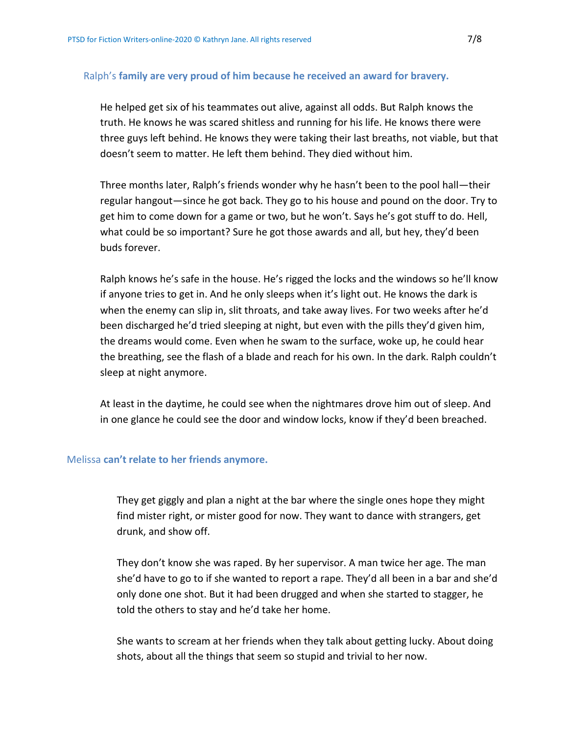Ralph's **family are very proud of him because he received an award for bravery.**

He helped get six of his teammates out alive, against all odds. But Ralph knows the truth. He knows he was scared shitless and running for his life. He knows there were three guys left behind. He knows they were taking their last breaths, not viable, but that doesn't seem to matter. He left them behind. They died without him.

Three months later, Ralph's friends wonder why he hasn't been to the pool hall—their regular hangout—since he got back. They go to his house and pound on the door. Try to get him to come down for a game or two, but he won't. Says he's got stuff to do. Hell, what could be so important? Sure he got those awards and all, but hey, they'd been buds forever.

Ralph knows he's safe in the house. He's rigged the locks and the windows so he'll know if anyone tries to get in. And he only sleeps when it's light out. He knows the dark is when the enemy can slip in, slit throats, and take away lives. For two weeks after he'd been discharged he'd tried sleeping at night, but even with the pills they'd given him, the dreams would come. Even when he swam to the surface, woke up, he could hear the breathing, see the flash of a blade and reach for his own. In the dark. Ralph couldn't sleep at night anymore.

At least in the daytime, he could see when the nightmares drove him out of sleep. And in one glance he could see the door and window locks, know if they'd been breached.

Melissa **can't relate to her friends anymore.**

They get giggly and plan a night at the bar where the single ones hope they might find mister right, or mister good for now. They want to dance with strangers, get drunk, and show off.

They don't know she was raped. By her supervisor. A man twice her age. The man she'd have to go to if she wanted to report a rape. They'd all been in a bar and she'd only done one shot. But it had been drugged and when she started to stagger, he told the others to stay and he'd take her home.

She wants to scream at her friends when they talk about getting lucky. About doing shots, about all the things that seem so stupid and trivial to her now.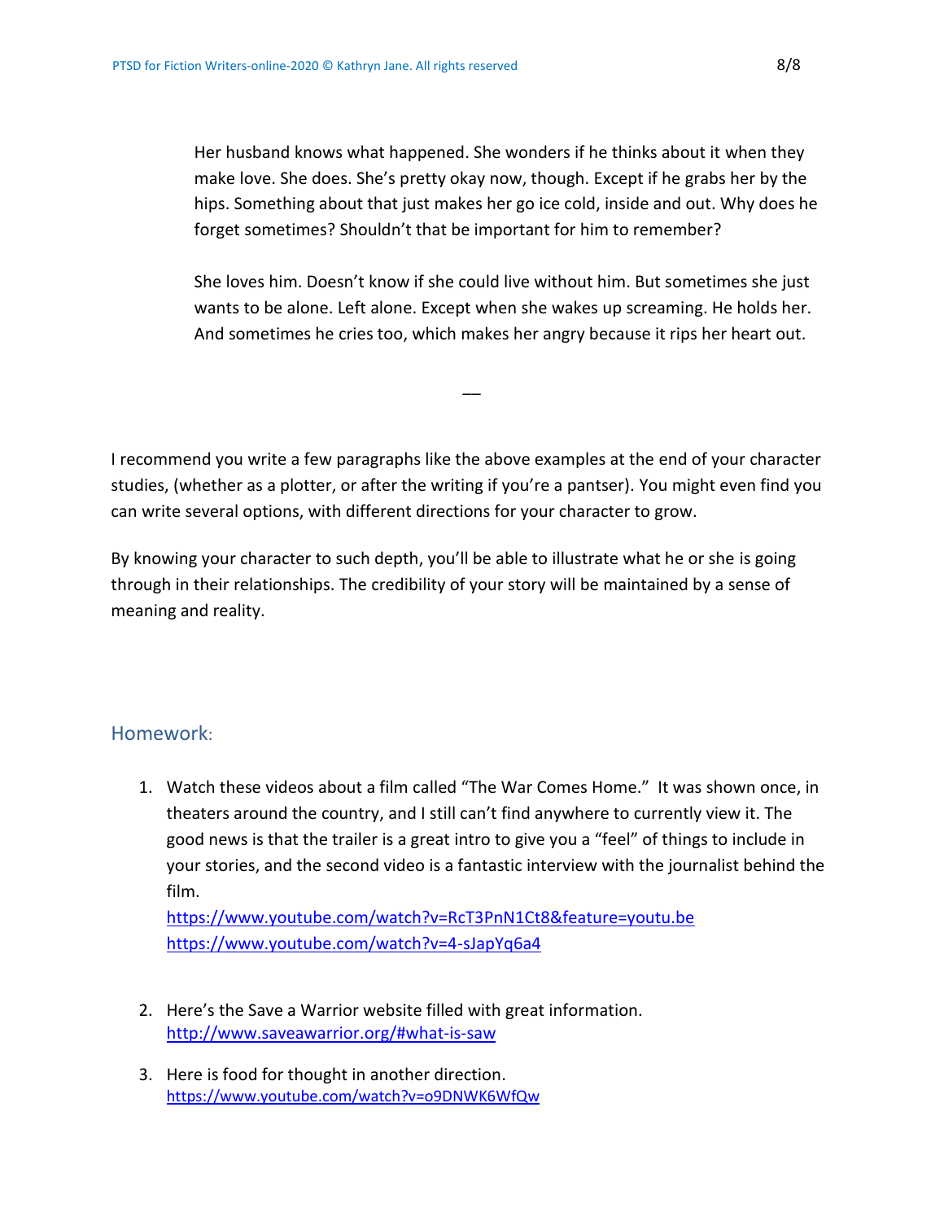> Her husband knows what happened. She wonders if he thinks about it when they make love. She does. She's pretty okay now, though. Except if he grabs her by the hips. Something about that just makes her go ice cold, inside and out. Why does he forget sometimes? Shouldn't that be important for him to remember?
>
> She loves him. Doesn't know if she could live without him. But sometimes she just wants to be alone. Left alone. Except when she wakes up screaming. He holds her. And sometimes he cries too, which makes her angry because it rips her heart out.

—

I recommend you write a few paragraphs like the above examples at the end of your character studies, (whether as a plotter, or after the writing if you're a pantser). You might even find you can write several options, with different directions for your character to grow.

By knowing your character to such depth, you'll be able to illustrate what he or she is going through in their relationships. The credibility of your story will be maintained by a sense of meaning and reality.

## Homework:

1. Watch these videos about a film called "The War Comes Home." It was shown once, in theaters around the country, and I still can't find anywhere to currently view it. The good news is that the trailer is a great intro to give you a "feel" of things to include in your stories, and the second video is a fantastic interview with the journalist behind the film.
   https://www.youtube.com/watch?v=RcT3PnN1Ct8&feature=youtu.be
   https://www.youtube.com/watch?v=4-sJapYq6a4

2. Here's the Save a Warrior website filled with great information.
   http://www.saveawarrior.org/#what-is-saw

3. Here is food for thought in another direction.
   https://www.youtube.com/watch?v=o9DNWK6WfQw